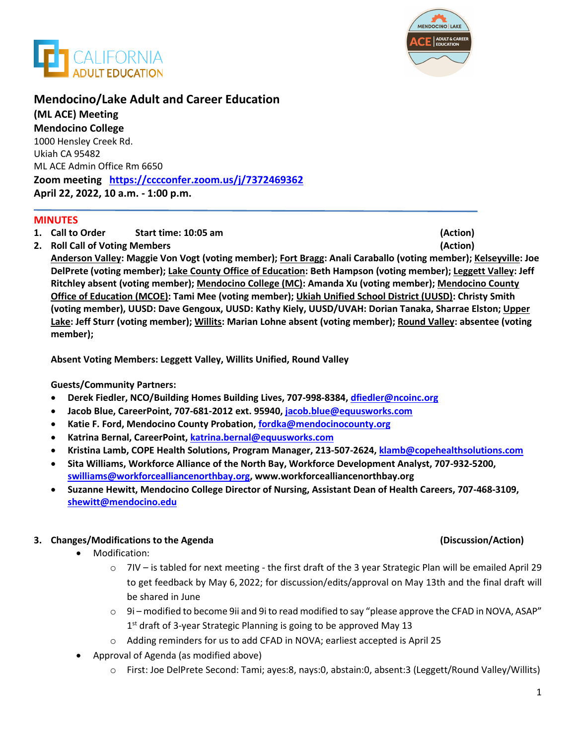# Mendocino/Lake Adult and Career Education

**(ML ACE) Meeting**
**Mendocino College**
1000 Hensley Creek Rd.
Ukiah CA 95482
ML ACE Admin Office Rm 6650
**Zoom meeting** **https://cccconfer.zoom.us/j/7372469362**
**April 22, 2022, 10 a.m. - 1:00 p.m.**

## MINUTES

1. **Call to Order** **Start time: 10:05 am** **(Action)**
2. **Roll Call of Voting Members** **(Action)**
   **Anderson Valley: Maggie Von Vogt (voting member); Fort Bragg: Anali Caraballo (voting member); Kelseyville: Joe DelPrete (voting member); Lake County Office of Education: Beth Hampson (voting member); Leggett Valley: Jeff Ritchley absent (voting member); Mendocino College (MC): Amanda Xu (voting member); Mendocino County Office of Education (MCOE): Tami Mee (voting member); Ukiah Unified School District (UUSD): Christy Smith (voting member), UUSD: Dave Gengoux, UUSD: Kathy Kiely, UUSD/UVAH: Dorian Tanaka, Sharrae Elston; Upper Lake: Jeff Sturr (voting member); Willits: Marian Lohne absent (voting member); Round Valley: absentee (voting member);**

   **Absent Voting Members: Leggett Valley, Willits Unified, Round Valley**

   **Guests/Community Partners:**
   - **Derek Fiedler, NCO/Building Homes Building Lives, 707-998-8384, dfiedler@ncoinc.org**
   - **Jacob Blue, CareerPoint, 707-681-2012 ext. 95940, jacob.blue@equusworks.com**
   - **Katie F. Ford, Mendocino County Probation, fordka@mendocinocounty.org**
   - **Katrina Bernal, CareerPoint, katrina.bernal@equusworks.com**
   - **Kristina Lamb, COPE Health Solutions, Program Manager, 213-507-2624, klamb@copehealthsolutions.com**
   - **Sita Williams, Workforce Alliance of the North Bay, Workforce Development Analyst, 707-932-5200, swilliams@workforcealliancenorthbay.org, www.workforcealliancenorthbay.org**
   - **Suzanne Hewitt, Mendocino College Director of Nursing, Assistant Dean of Health Careers, 707-468-3109, shewitt@mendocino.edu**

3. **Changes/Modifications to the Agenda** **(Discussion/Action)**
   - Modification:
     - 7IV – is tabled for next meeting - the first draft of the 3 year Strategic Plan will be emailed April 29 to get feedback by May 6, 2022; for discussion/edits/approval on May 13th and the final draft will be shared in June
     - 9i – modified to become 9ii and 9i to read modified to say "please approve the CFAD in NOVA, ASAP" 1st draft of 3-year Strategic Planning is going to be approved May 13
     - Adding reminders for us to add CFAD in NOVA; earliest accepted is April 25
   - Approval of Agenda (as modified above)
     - First: Joe DelPrete Second: Tami; ayes:8, nays:0, abstain:0, absent:3 (Leggett/Round Valley/Willits)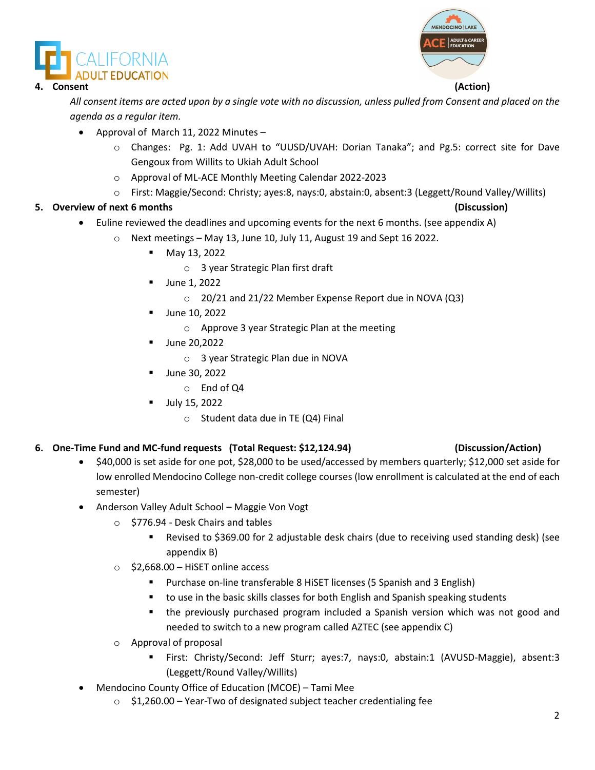**4. Consent** **(Action)**

*All consent items are acted upon by a single vote with no discussion, unless pulled from Consent and placed on the agenda as a regular item.*

- Approval of March 11, 2022 Minutes –
  - Changes: Pg. 1: Add UVAH to "UUSD/UVAH: Dorian Tanaka"; and Pg.5: correct site for Dave Gengoux from Willits to Ukiah Adult School
  - Approval of ML-ACE Monthly Meeting Calendar 2022-2023
  - First: Maggie/Second: Christy; ayes:8, nays:0, abstain:0, absent:3 (Leggett/Round Valley/Willits)

**5. Overview of next 6 months** **(Discussion)**

- Euline reviewed the deadlines and upcoming events for the next 6 months. (see appendix A)
  - Next meetings – May 13, June 10, July 11, August 19 and Sept 16 2022.
    - May 13, 2022
      - 3 year Strategic Plan first draft
    - June 1, 2022
      - 20/21 and 21/22 Member Expense Report due in NOVA (Q3)
    - June 10, 2022
      - Approve 3 year Strategic Plan at the meeting
    - June 20,2022
      - 3 year Strategic Plan due in NOVA
    - June 30, 2022
      - End of Q4
    - July 15, 2022
      - Student data due in TE (Q4) Final

**6. One-Time Fund and MC-fund requests (Total Request: $12,124.94)** **(Discussion/Action)**

- $40,000 is set aside for one pot, $28,000 to be used/accessed by members quarterly; $12,000 set aside for low enrolled Mendocino College non-credit college courses (low enrollment is calculated at the end of each semester)
- Anderson Valley Adult School – Maggie Von Vogt
  - $776.94 - Desk Chairs and tables
    - Revised to $369.00 for 2 adjustable desk chairs (due to receiving used standing desk) (see appendix B)
  - $2,668.00 – HiSET online access
    - Purchase on-line transferable 8 HiSET licenses (5 Spanish and 3 English)
    - to use in the basic skills classes for both English and Spanish speaking students
    - the previously purchased program included a Spanish version which was not good and needed to switch to a new program called AZTEC (see appendix C)
  - Approval of proposal
    - First: Christy/Second: Jeff Sturr; ayes:7, nays:0, abstain:1 (AVUSD-Maggie), absent:3 (Leggett/Round Valley/Willits)
- Mendocino County Office of Education (MCOE) – Tami Mee
  - $1,260.00 – Year-Two of designated subject teacher credentialing fee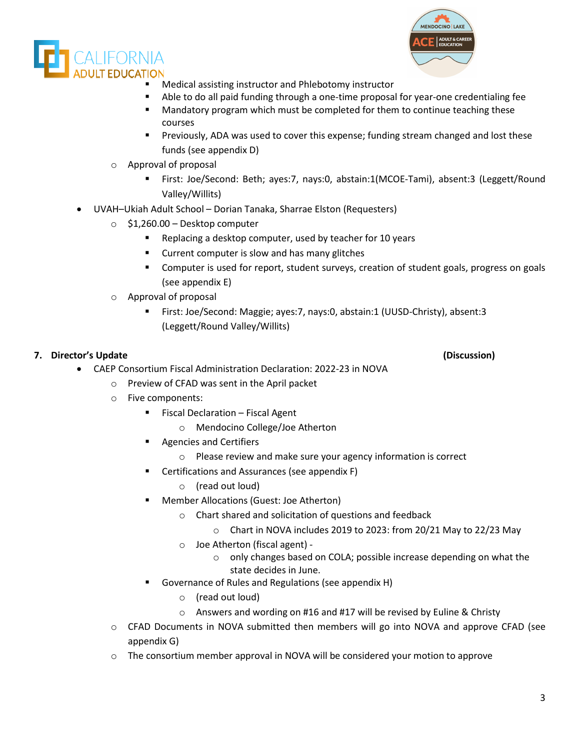- Medical assisting instructor and Phlebotomy instructor
        - Able to do all paid funding through a one-time proposal for year-one credentialing fee
        - Mandatory program which must be completed for them to continue teaching these courses
        - Previously, ADA was used to cover this expense; funding stream changed and lost these funds (see appendix D)
    - Approval of proposal
        - First: Joe/Second: Beth; ayes:7, nays:0, abstain:1(MCOE-Tami), absent:3 (Leggett/Round Valley/Willits)
- UVAH–Ukiah Adult School – Dorian Tanaka, Sharrae Elston (Requesters)
    - $1,260.00 – Desktop computer
        - Replacing a desktop computer, used by teacher for 10 years
        - Current computer is slow and has many glitches
        - Computer is used for report, student surveys, creation of student goals, progress on goals (see appendix E)
    - Approval of proposal
        - First: Joe/Second: Maggie; ayes:7, nays:0, abstain:1 (UUSD-Christy), absent:3 (Leggett/Round Valley/Willits)

**7. Director's Update** **(Discussion)**

- CAEP Consortium Fiscal Administration Declaration: 2022-23 in NOVA
    - Preview of CFAD was sent in the April packet
    - Five components:
        - Fiscal Declaration – Fiscal Agent
            - Mendocino College/Joe Atherton
        - Agencies and Certifiers
            - Please review and make sure your agency information is correct
        - Certifications and Assurances (see appendix F)
            - (read out loud)
        - Member Allocations (Guest: Joe Atherton)
            - Chart shared and solicitation of questions and feedback
                - Chart in NOVA includes 2019 to 2023: from 20/21 May to 22/23 May
            - Joe Atherton (fiscal agent) -
                - only changes based on COLA; possible increase depending on what the state decides in June.
        - Governance of Rules and Regulations (see appendix H)
            - (read out loud)
            - Answers and wording on #16 and #17 will be revised by Euline & Christy
    - CFAD Documents in NOVA submitted then members will go into NOVA and approve CFAD (see appendix G)
    - The consortium member approval in NOVA will be considered your motion to approve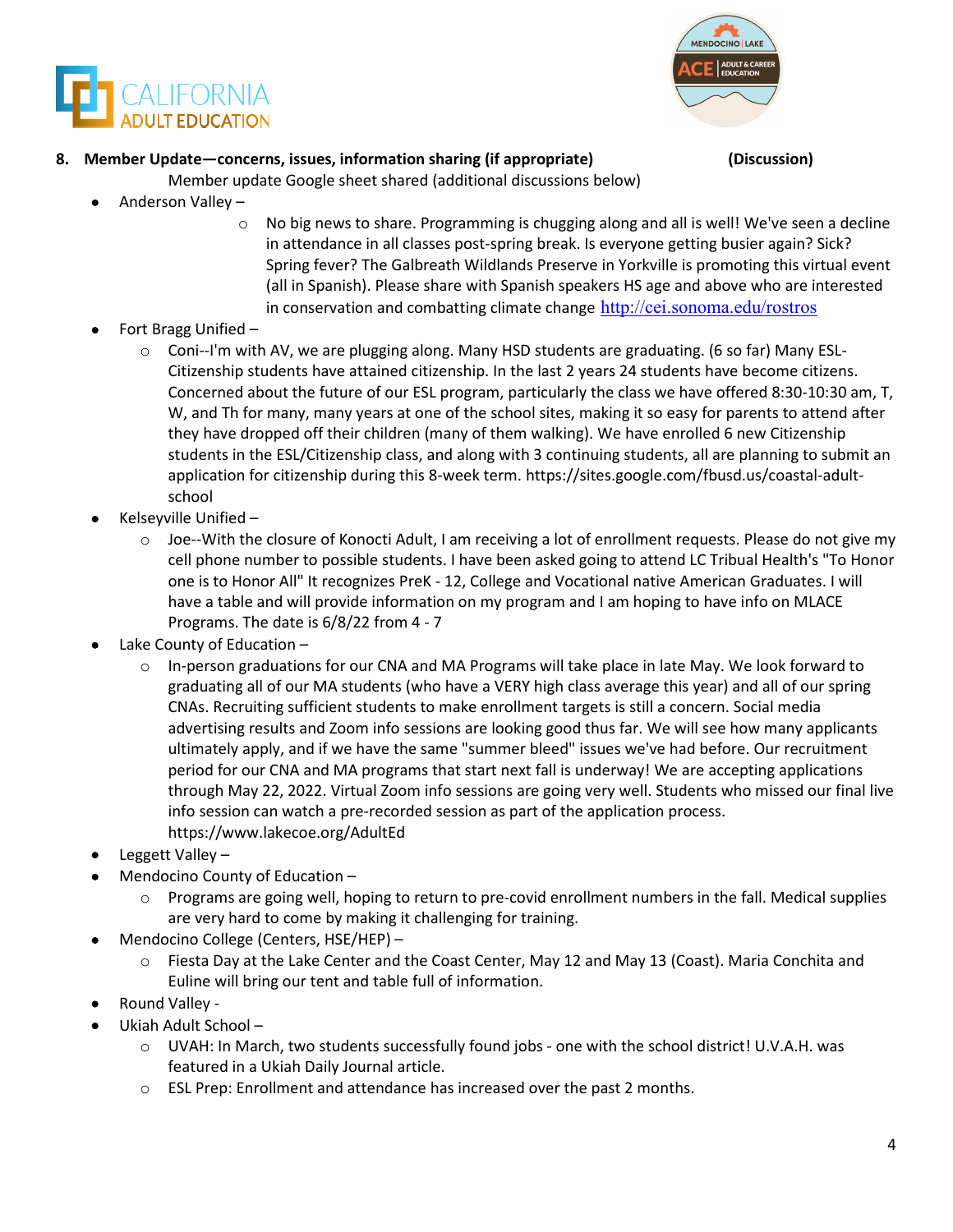**8. Member Update—concerns, issues, information sharing (if appropriate) (Discussion)**

Member update Google sheet shared (additional discussions below)

- Anderson Valley –
  - No big news to share. Programming is chugging along and all is well! We've seen a decline in attendance in all classes post-spring break. Is everyone getting busier again? Sick? Spring fever? The Galbreath Wildlands Preserve in Yorkville is promoting this virtual event (all in Spanish). Please share with Spanish speakers HS age and above who are interested in conservation and combatting climate change http://cei.sonoma.edu/rostros
- Fort Bragg Unified –
  - Coni--I'm with AV, we are plugging along. Many HSD students are graduating. (6 so far) Many ESL-Citizenship students have attained citizenship. In the last 2 years 24 students have become citizens. Concerned about the future of our ESL program, particularly the class we have offered 8:30-10:30 am, T, W, and Th for many, many years at one of the school sites, making it so easy for parents to attend after they have dropped off their children (many of them walking). We have enrolled 6 new Citizenship students in the ESL/Citizenship class, and along with 3 continuing students, all are planning to submit an application for citizenship during this 8-week term. https://sites.google.com/fbusd.us/coastal-adult-school
- Kelseyville Unified –
  - Joe--With the closure of Konocti Adult, I am receiving a lot of enrollment requests. Please do not give my cell phone number to possible students. I have been asked going to attend LC Tribual Health's "To Honor one is to Honor All" It recognizes PreK - 12, College and Vocational native American Graduates. I will have a table and will provide information on my program and I am hoping to have info on MLACE Programs. The date is 6/8/22 from 4 - 7
- Lake County of Education –
  - In-person graduations for our CNA and MA Programs will take place in late May. We look forward to graduating all of our MA students (who have a VERY high class average this year) and all of our spring CNAs. Recruiting sufficient students to make enrollment targets is still a concern. Social media advertising results and Zoom info sessions are looking good thus far. We will see how many applicants ultimately apply, and if we have the same "summer bleed" issues we've had before. Our recruitment period for our CNA and MA programs that start next fall is underway! We are accepting applications through May 22, 2022. Virtual Zoom info sessions are going very well. Students who missed our final live info session can watch a pre-recorded session as part of the application process. https://www.lakecoe.org/AdultEd
- Leggett Valley –
- Mendocino County of Education –
  - Programs are going well, hoping to return to pre-covid enrollment numbers in the fall. Medical supplies are very hard to come by making it challenging for training.
- Mendocino College (Centers, HSE/HEP) –
  - Fiesta Day at the Lake Center and the Coast Center, May 12 and May 13 (Coast). Maria Conchita and Euline will bring our tent and table full of information.
- Round Valley -
- Ukiah Adult School –
  - UVAH: In March, two students successfully found jobs - one with the school district! U.V.A.H. was featured in a Ukiah Daily Journal article.
  - ESL Prep: Enrollment and attendance has increased over the past 2 months.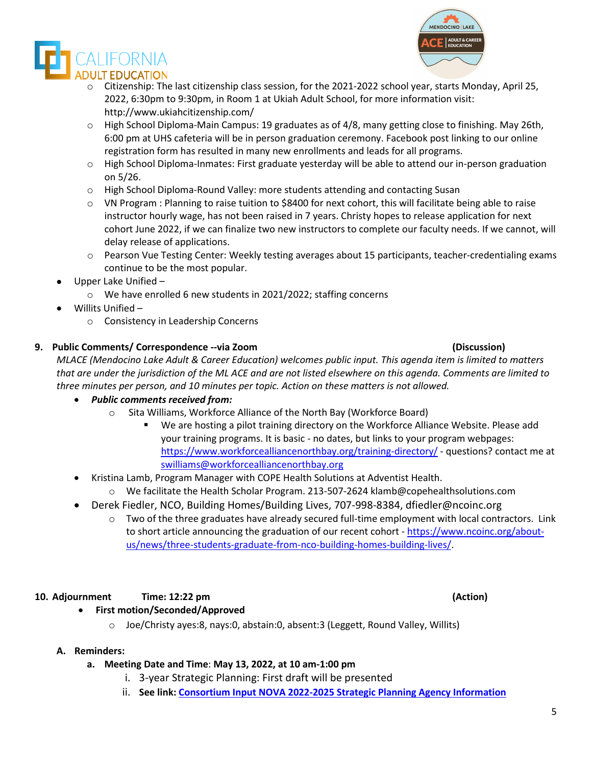- Citizenship: The last citizenship class session, for the 2021-2022 school year, starts Monday, April 25, 2022, 6:30pm to 9:30pm, in Room 1 at Ukiah Adult School, for more information visit: http://www.ukiahcitizenship.com/
    - High School Diploma-Main Campus: 19 graduates as of 4/8, many getting close to finishing. May 26th, 6:00 pm at UHS cafeteria will be in person graduation ceremony. Facebook post linking to our online registration form has resulted in many new enrollments and leads for all programs.
    - High School Diploma-Inmates: First graduate yesterday will be able to attend our in-person graduation on 5/26.
    - High School Diploma-Round Valley: more students attending and contacting Susan
    - VN Program : Planning to raise tuition to $8400 for next cohort, this will facilitate being able to raise instructor hourly wage, has not been raised in 7 years. Christy hopes to release application for next cohort June 2022, if we can finalize two new instructors to complete our faculty needs. If we cannot, will delay release of applications.
    - Pearson Vue Testing Center: Weekly testing averages about 15 participants, teacher-credentialing exams continue to be the most popular.
- Upper Lake Unified –
    - We have enrolled 6 new students in 2021/2022; staffing concerns
- Willits Unified –
    - Consistency in Leadership Concerns

**9. Public Comments/ Correspondence --via Zoom (Discussion)**

*MLACE (Mendocino Lake Adult & Career Education) welcomes public input. This agenda item is limited to matters that are under the jurisdiction of the ML ACE and are not listed elsewhere on this agenda. Comments are limited to three minutes per person, and 10 minutes per topic. Action on these matters is not allowed.*

- ***Public comments received from:***
    - Sita Williams, Workforce Alliance of the North Bay (Workforce Board)
        - We are hosting a pilot training directory on the Workforce Alliance Website. Please add your training programs. It is basic - no dates, but links to your program webpages: https://www.workforcealliancenorthbay.org/training-directory/ - questions? contact me at swilliams@workforcealliancenorthbay.org
- Kristina Lamb, Program Manager with COPE Health Solutions at Adventist Health.
    - We facilitate the Health Scholar Program. 213-507-2624 klamb@copehealthsolutions.com
- Derek Fiedler, NCO, Building Homes/Building Lives, 707-998-8384, dfiedler@ncoinc.org
    - Two of the three graduates have already secured full-time employment with local contractors. Link to short article announcing the graduation of our recent cohort - https://www.ncoinc.org/about-us/news/three-students-graduate-from-nco-building-homes-building-lives/.

**10. Adjournment Time: 12:22 pm (Action)**

- **First motion/Seconded/Approved**
    - Joe/Christy ayes:8, nays:0, abstain:0, absent:3 (Leggett, Round Valley, Willits)

**A. Reminders:**

a. **Meeting Date and Time**: **May 13, 2022, at 10 am-1:00 pm**

   i. 3-year Strategic Planning: First draft will be presented

   ii. **See link: Consortium Input NOVA 2022-2025 Strategic Planning Agency Information**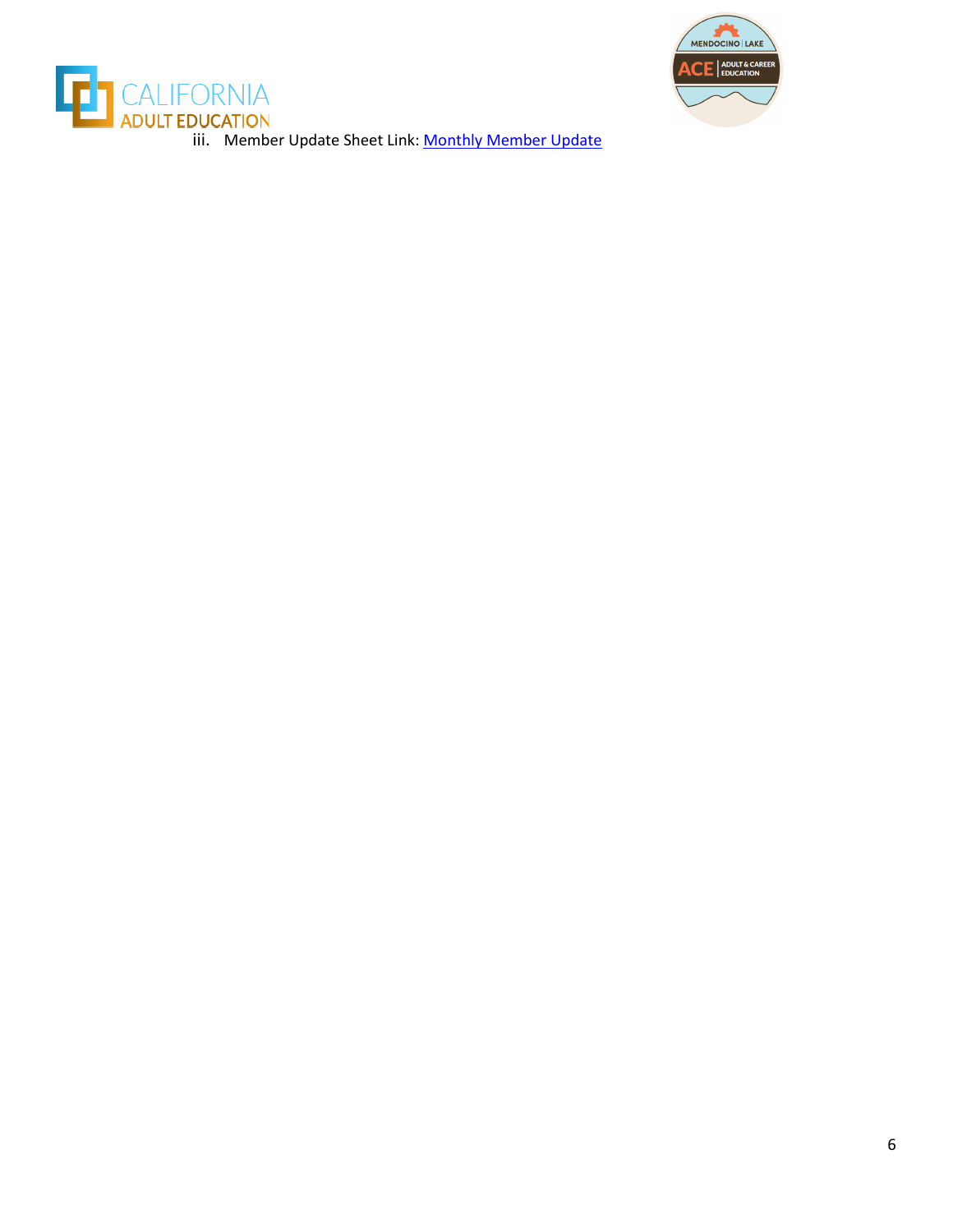iii. Member Update Sheet Link: Monthly Member Update